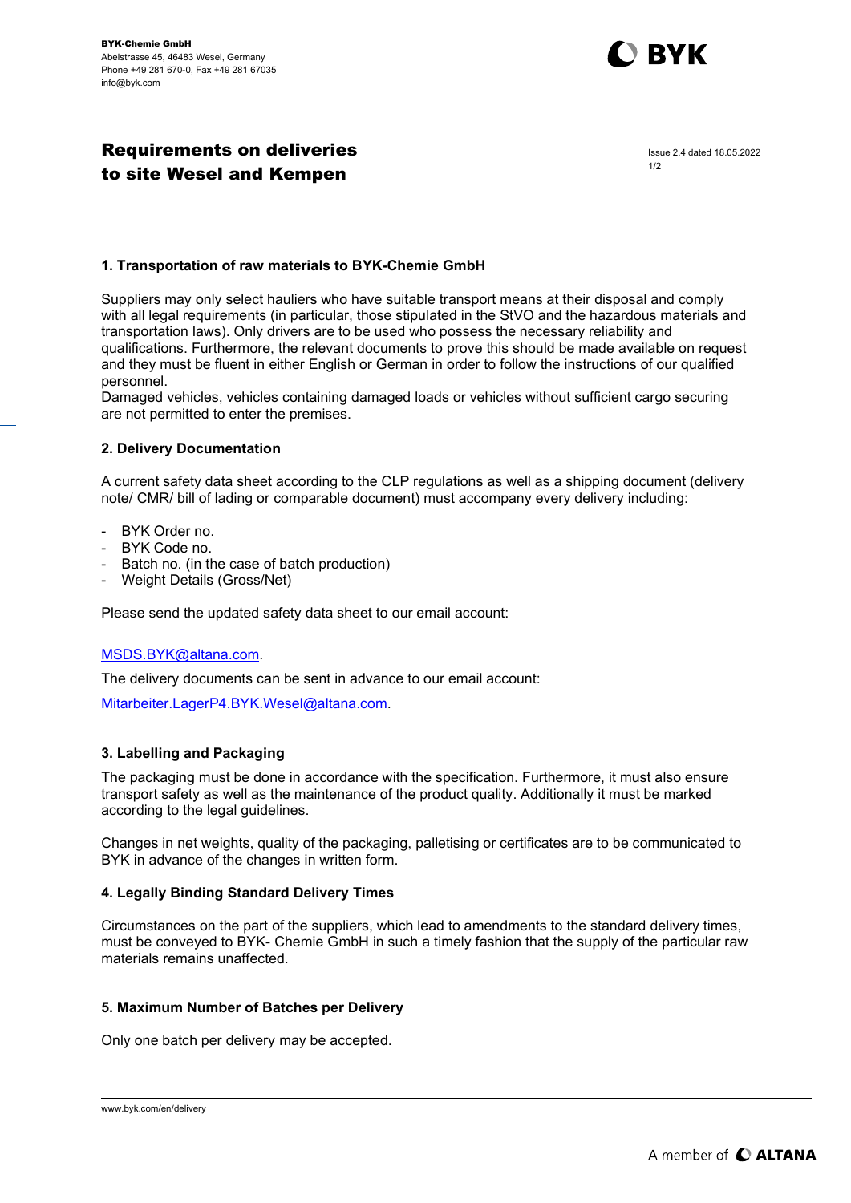BYK-Chemie GmbH
Abelstrasse 45, 46483 Wesel, Germany
Phone +49 281 670-0, Fax +49 281 67035
info@byk.com

# Requirements on deliveries to site Wesel and Kempen

Issue 2.4 dated 18.05.2022

## 1. Transportation of raw materials to BYK-Chemie GmbH

Suppliers may only select hauliers who have suitable transport means at their disposal and comply with all legal requirements (in particular, those stipulated in the StVO and the hazardous materials and transportation laws). Only drivers are to be used who possess the necessary reliability and qualifications. Furthermore, the relevant documents to prove this should be made available on request and they must be fluent in either English or German in order to follow the instructions of our qualified personnel.
Damaged vehicles, vehicles containing damaged loads or vehicles without sufficient cargo securing are not permitted to enter the premises.

## 2. Delivery Documentation

A current safety data sheet according to the CLP regulations as well as a shipping document (delivery note/ CMR/ bill of lading or comparable document) must accompany every delivery including:

- BYK Order no.
- BYK Code no.
- Batch no. (in the case of batch production)
- Weight Details (Gross/Net)

Please send the updated safety data sheet to our email account:

MSDS.BYK@altana.com.

The delivery documents can be sent in advance to our email account:

Mitarbeiter.LagerP4.BYK.Wesel@altana.com.

## 3. Labelling and Packaging

The packaging must be done in accordance with the specification. Furthermore, it must also ensure transport safety as well as the maintenance of the product quality. Additionally it must be marked according to the legal guidelines.

Changes in net weights, quality of the packaging, palletising or certificates are to be communicated to BYK in advance of the changes in written form.

## 4. Legally Binding Standard Delivery Times

Circumstances on the part of the suppliers, which lead to amendments to the standard delivery times, must be conveyed to BYK- Chemie GmbH in such a timely fashion that the supply of the particular raw materials remains unaffected.

## 5. Maximum Number of Batches per Delivery

Only one batch per delivery may be accepted.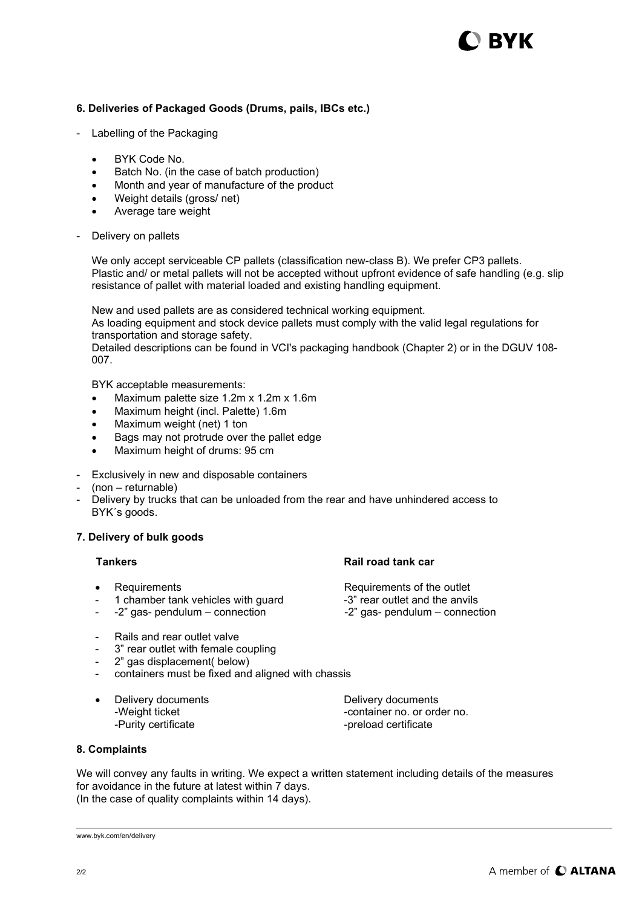### 6. Deliveries of Packaged Goods (Drums, pails, IBCs etc.)

- Labelling of the Packaging
  - BYK Code No.
  - Batch No. (in the case of batch production)
  - Month and year of manufacture of the product
  - Weight details (gross/ net)
  - Average tare weight

- Delivery on pallets

  We only accept serviceable CP pallets (classification new-class B). We prefer CP3 pallets. Plastic and/ or metal pallets will not be accepted without upfront evidence of safe handling (e.g. slip resistance of pallet with material loaded and existing handling equipment.

  New and used pallets are as considered technical working equipment.
  As loading equipment and stock device pallets must comply with the valid legal regulations for transportation and storage safety.
  Detailed descriptions can be found in VCI's packaging handbook (Chapter 2) or in the DGUV 108-007.

  BYK acceptable measurements:
  - Maximum palette size 1.2m x 1.2m x 1.6m
  - Maximum height (incl. Palette) 1.6m
  - Maximum weight (net) 1 ton
  - Bags may not protrude over the pallet edge
  - Maximum height of drums: 95 cm

- Exclusively in new and disposable containers
- (non – returnable)
- Delivery by trucks that can be unloaded from the rear and have unhindered access to BYK´s goods.

### 7. Delivery of bulk goods

**Tankers**

- Requirements
  - 1 chamber tank vehicles with guard
  - -2” gas- pendulum – connection
  - Rails and rear outlet valve
  - 3” rear outlet with female coupling
  - 2” gas displacement( below)
  - containers must be fixed and aligned with chassis
- Delivery documents
  -Weight ticket
  -Purity certificate

**Rail road tank car**

Requirements of the outlet
-3” rear outlet and the anvils
-2” gas- pendulum – connection

Delivery documents
-container no. or order no.
-preload certificate

### 8. Complaints

We will convey any faults in writing. We expect a written statement including details of the measures for avoidance in the future at latest within 7 days.
(In the case of quality complaints within 14 days).